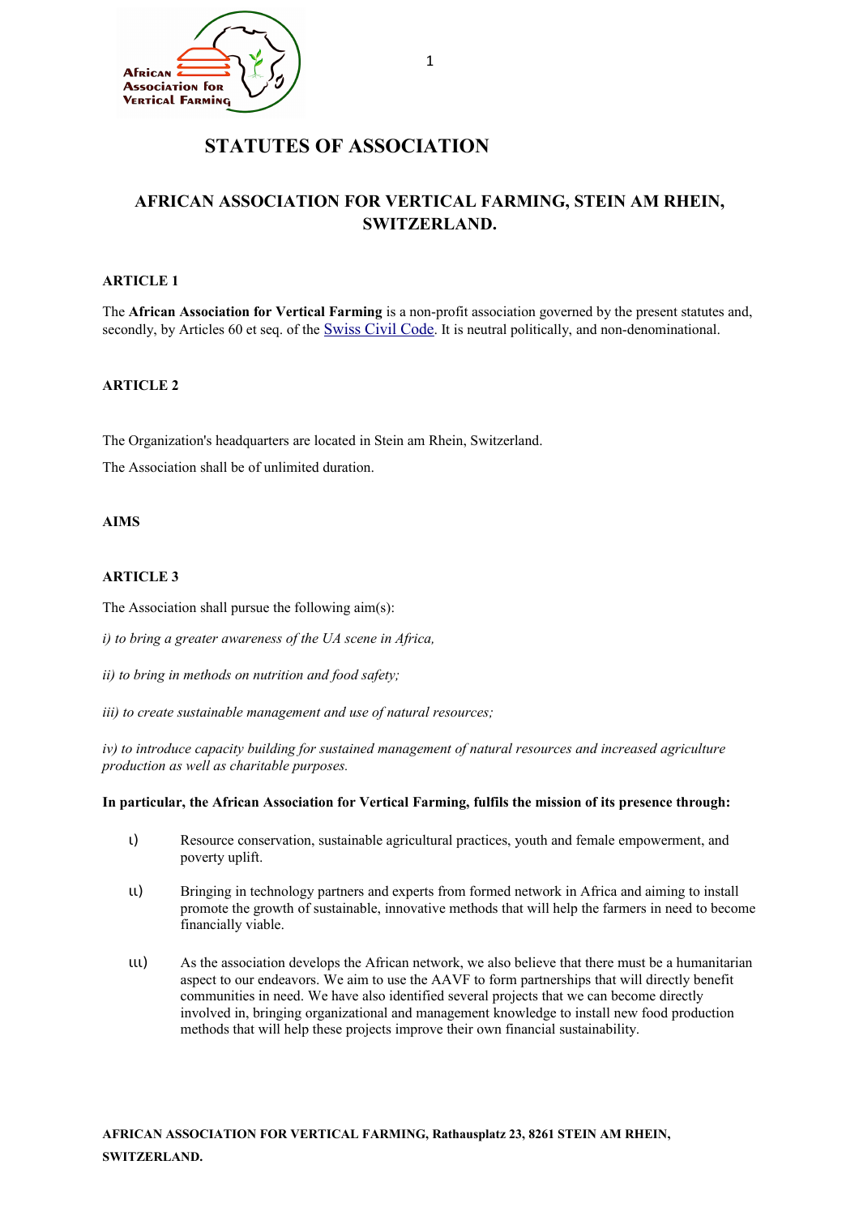# STATUTES OF ASSOCIATION

## AFRICAN ASSOCIATION FOR VERTICAL FARMING, STEIN AM RHEIN, SWITZERLAND.

**ARTICLE 1**

The **African Association for Vertical Farming** is a non-profit association governed by the present statutes and, secondly, by Articles 60 et seq. of the Swiss Civil Code. It is neutral politically, and non-denominational.

**ARTICLE 2**

The Organization's headquarters are located in Stein am Rhein, Switzerland.

The Association shall be of unlimited duration.

**AIMS**

**ARTICLE 3**

The Association shall pursue the following aim(s):

*i) to bring a greater awareness of the UA scene in Africa,*

*ii) to bring in methods on nutrition and food safety;*

*iii) to create sustainable management and use of natural resources;*

*iv) to introduce capacity building for sustained management of natural resources and increased agriculture production as well as charitable purposes.*

**In particular, the African Association for Vertical Farming, fulfils the mission of its presence through:**

i) Resource conservation, sustainable agricultural practices, youth and female empowerment, and poverty uplift.

ii) Bringing in technology partners and experts from formed network in Africa and aiming to install promote the growth of sustainable, innovative methods that will help the farmers in need to become financially viable.

iii) As the association develops the African network, we also believe that there must be a humanitarian aspect to our endeavors. We aim to use the AAVF to form partnerships that will directly benefit communities in need. We have also identified several projects that we can become directly involved in, bringing organizational and management knowledge to install new food production methods that will help these projects improve their own financial sustainability.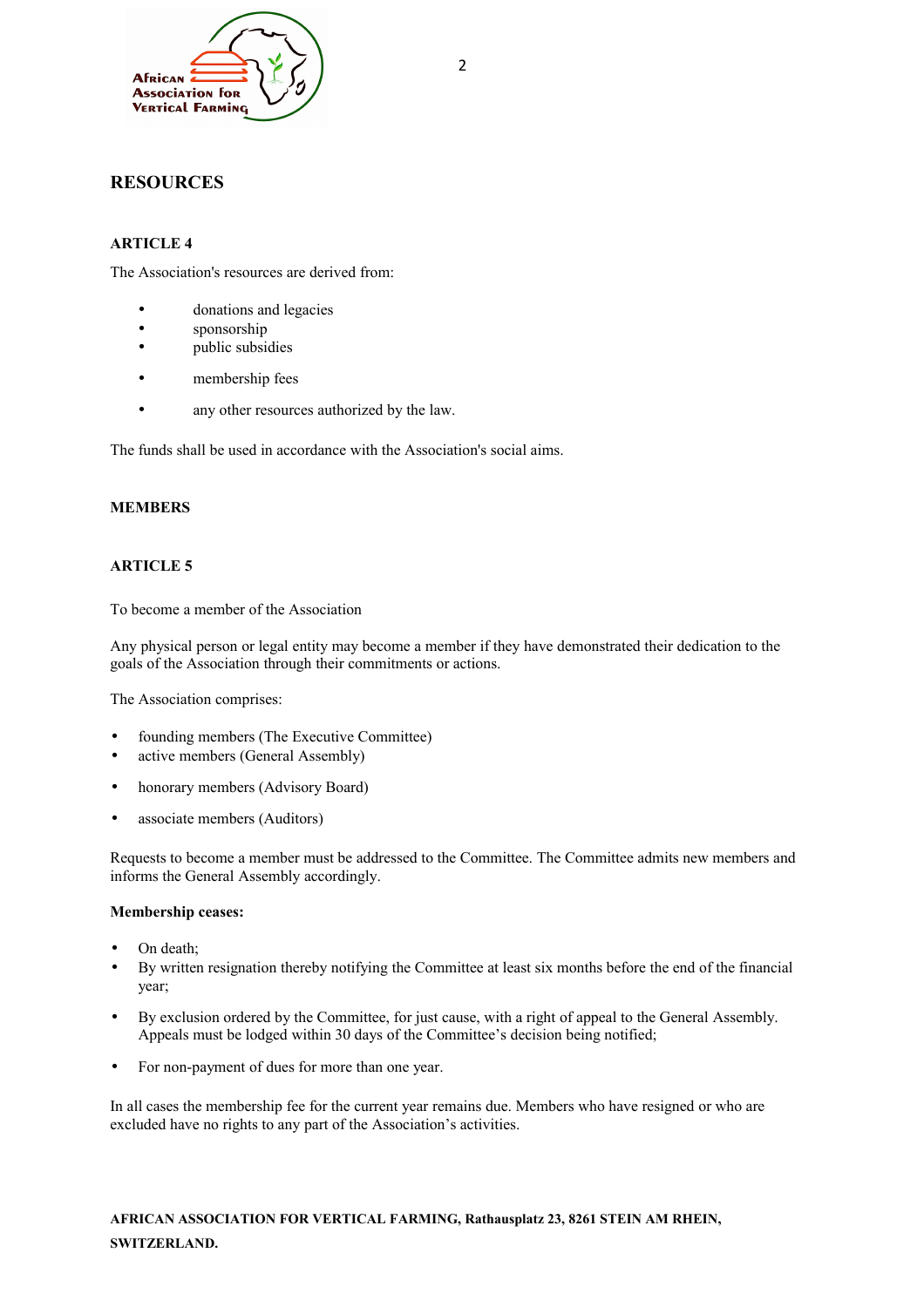## RESOURCES

### ARTICLE 4

The Association's resources are derived from:

- donations and legacies
- sponsorship
- public subsidies
- membership fees
- any other resources authorized by the law.

The funds shall be used in accordance with the Association's social aims.

## MEMBERS

### ARTICLE 5

To become a member of the Association

Any physical person or legal entity may become a member if they have demonstrated their dedication to the goals of the Association through their commitments or actions.

The Association comprises:

- founding members (The Executive Committee)
- active members (General Assembly)
- honorary members (Advisory Board)
- associate members (Auditors)

Requests to become a member must be addressed to the Committee. The Committee admits new members and informs the General Assembly accordingly.

**Membership ceases:**

- On death;
- By written resignation thereby notifying the Committee at least six months before the end of the financial year;
- By exclusion ordered by the Committee, for just cause, with a right of appeal to the General Assembly. Appeals must be lodged within 30 days of the Committee's decision being notified;
- For non-payment of dues for more than one year.

In all cases the membership fee for the current year remains due. Members who have resigned or who are excluded have no rights to any part of the Association's activities.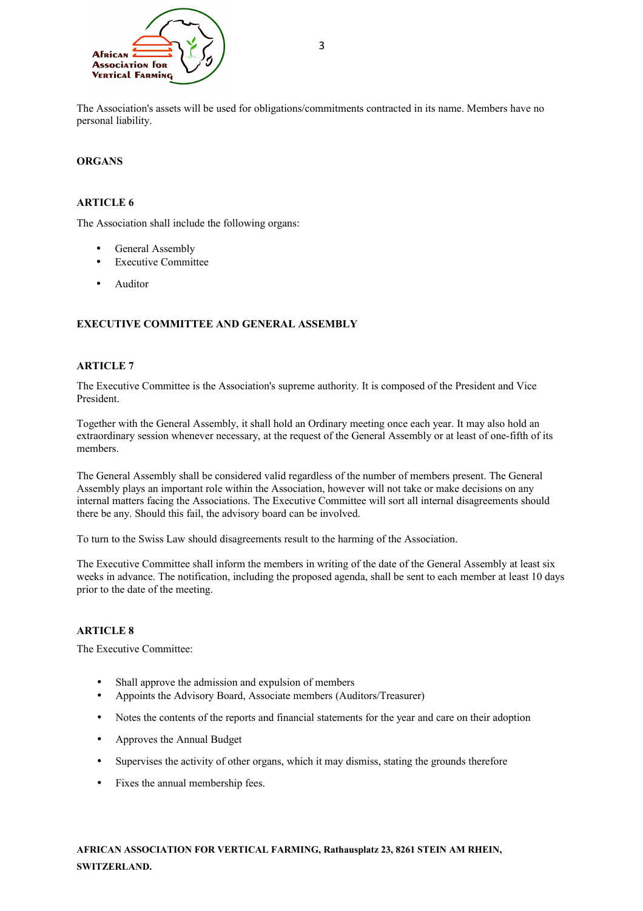The Association's assets will be used for obligations/commitments contracted in its name. Members have no personal liability.

## ORGANS

### ARTICLE 6

The Association shall include the following organs:

- General Assembly
- Executive Committee
- Auditor

## EXECUTIVE COMMITTEE AND GENERAL ASSEMBLY

### ARTICLE 7

The Executive Committee is the Association's supreme authority. It is composed of the President and Vice President.

Together with the General Assembly, it shall hold an Ordinary meeting once each year. It may also hold an extraordinary session whenever necessary, at the request of the General Assembly or at least of one-fifth of its members.

The General Assembly shall be considered valid regardless of the number of members present. The General Assembly plays an important role within the Association, however will not take or make decisions on any internal matters facing the Associations. The Executive Committee will sort all internal disagreements should there be any. Should this fail, the advisory board can be involved.

To turn to the Swiss Law should disagreements result to the harming of the Association.

The Executive Committee shall inform the members in writing of the date of the General Assembly at least six weeks in advance. The notification, including the proposed agenda, shall be sent to each member at least 10 days prior to the date of the meeting.

### ARTICLE 8

The Executive Committee:

- Shall approve the admission and expulsion of members
- Appoints the Advisory Board, Associate members (Auditors/Treasurer)
- Notes the contents of the reports and financial statements for the year and care on their adoption
- Approves the Annual Budget
- Supervises the activity of other organs, which it may dismiss, stating the grounds therefore
- Fixes the annual membership fees.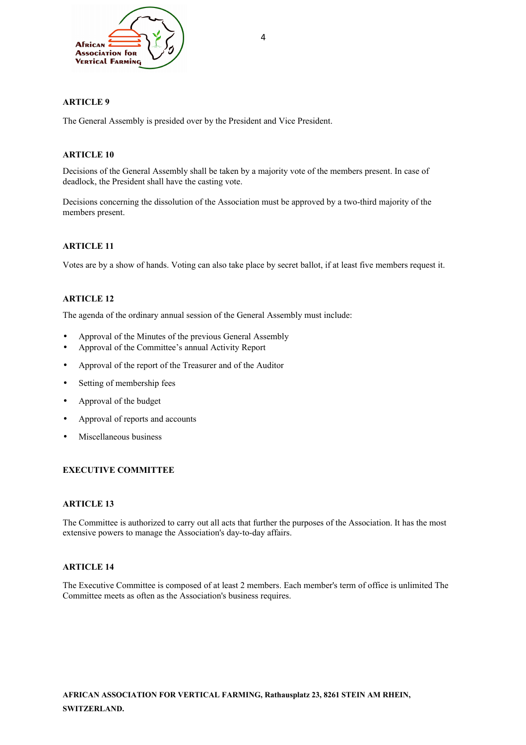## ARTICLE 9

The General Assembly is presided over by the President and Vice President.

## ARTICLE 10

Decisions of the General Assembly shall be taken by a majority vote of the members present. In case of deadlock, the President shall have the casting vote.

Decisions concerning the dissolution of the Association must be approved by a two-third majority of the members present.

## ARTICLE 11

Votes are by a show of hands. Voting can also take place by secret ballot, if at least five members request it.

## ARTICLE 12

The agenda of the ordinary annual session of the General Assembly must include:

- Approval of the Minutes of the previous General Assembly
- Approval of the Committee's annual Activity Report
- Approval of the report of the Treasurer and of the Auditor
- Setting of membership fees
- Approval of the budget
- Approval of reports and accounts
- Miscellaneous business

# EXECUTIVE COMMITTEE

## ARTICLE 13

The Committee is authorized to carry out all acts that further the purposes of the Association. It has the most extensive powers to manage the Association's day-to-day affairs.

## ARTICLE 14

The Executive Committee is composed of at least 2 members. Each member's term of office is unlimited The Committee meets as often as the Association's business requires.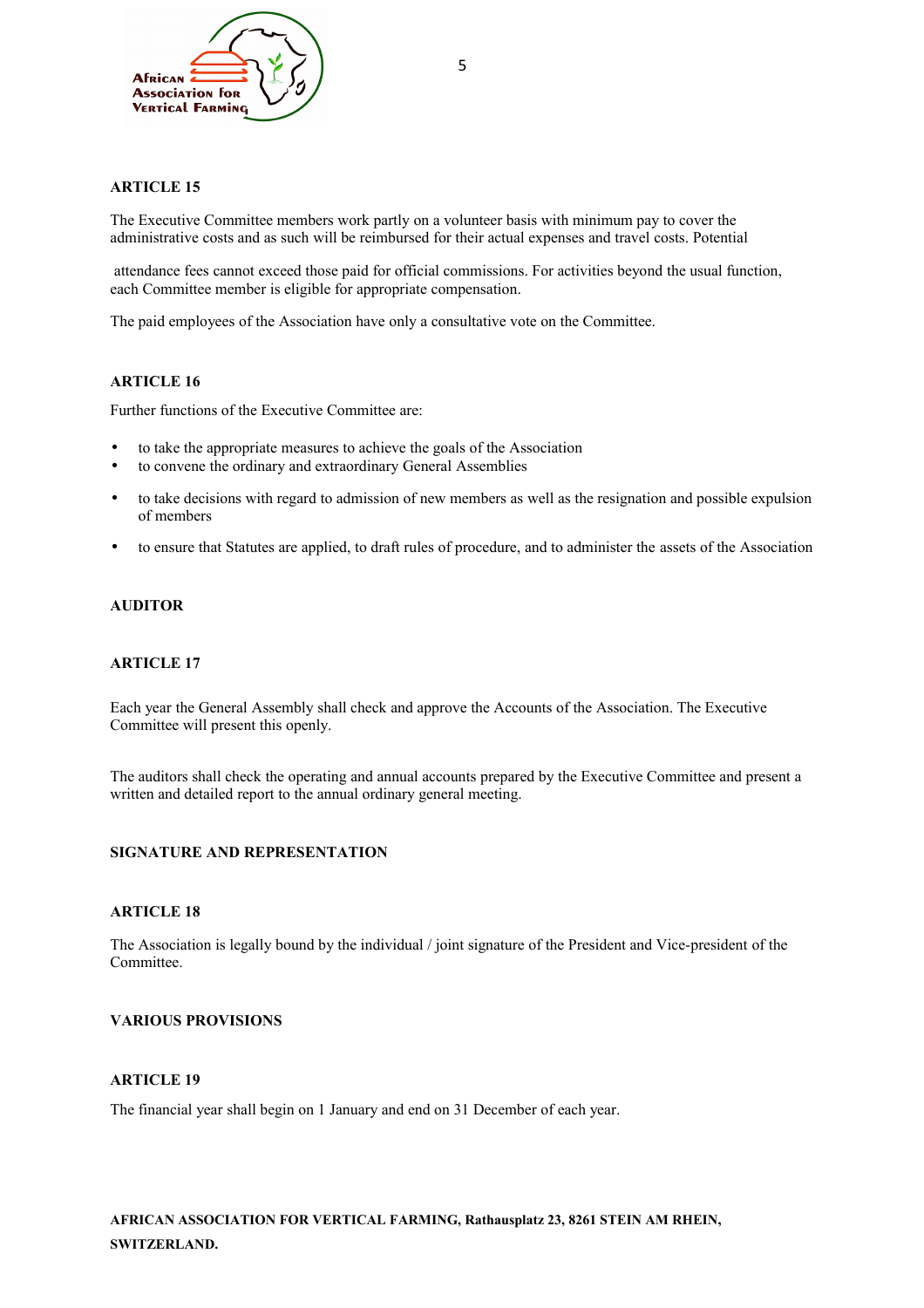**ARTICLE 15**

The Executive Committee members work partly on a volunteer basis with minimum pay to cover the administrative costs and as such will be reimbursed for their actual expenses and travel costs. Potential attendance fees cannot exceed those paid for official commissions. For activities beyond the usual function, each Committee member is eligible for appropriate compensation.

The paid employees of the Association have only a consultative vote on the Committee.

**ARTICLE 16**

Further functions of the Executive Committee are:

- to take the appropriate measures to achieve the goals of the Association
- to convene the ordinary and extraordinary General Assemblies
- to take decisions with regard to admission of new members as well as the resignation and possible expulsion of members
- to ensure that Statutes are applied, to draft rules of procedure, and to administer the assets of the Association

**AUDITOR**

**ARTICLE 17**

Each year the General Assembly shall check and approve the Accounts of the Association. The Executive Committee will present this openly.

The auditors shall check the operating and annual accounts prepared by the Executive Committee and present a written and detailed report to the annual ordinary general meeting.

**SIGNATURE AND REPRESENTATION**

**ARTICLE 18**

The Association is legally bound by the individual / joint signature of the President and Vice-president of the Committee.

**VARIOUS PROVISIONS**

**ARTICLE 19**

The financial year shall begin on 1 January and end on 31 December of each year.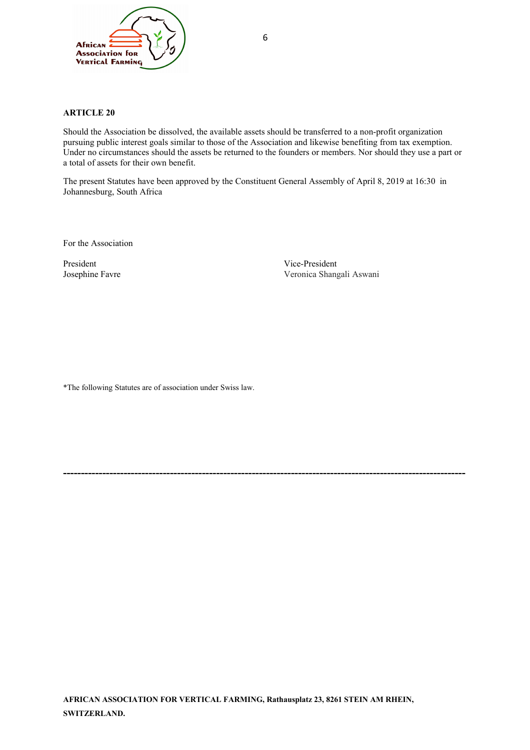**ARTICLE 20**

Should the Association be dissolved, the available assets should be transferred to a non-profit organization pursuing public interest goals similar to those of the Association and likewise benefiting from tax exemption. Under no circumstances should the assets be returned to the founders or members. Nor should they use a part or a total of assets for their own benefit.

The present Statutes have been approved by the Constituent General Assembly of April 8, 2019 at 16:30 in Johannesburg, South Africa

For the Association

| | |
|---|---|
| President | Vice-President |
| Josephine Favre | Veronica Shangali Aswani |

*The following Statutes are of association under Swiss law.

---

**AFRICAN ASSOCIATION FOR VERTICAL FARMING, Rathausplatz 23, 8261 STEIN AM RHEIN, SWITZERLAND.**